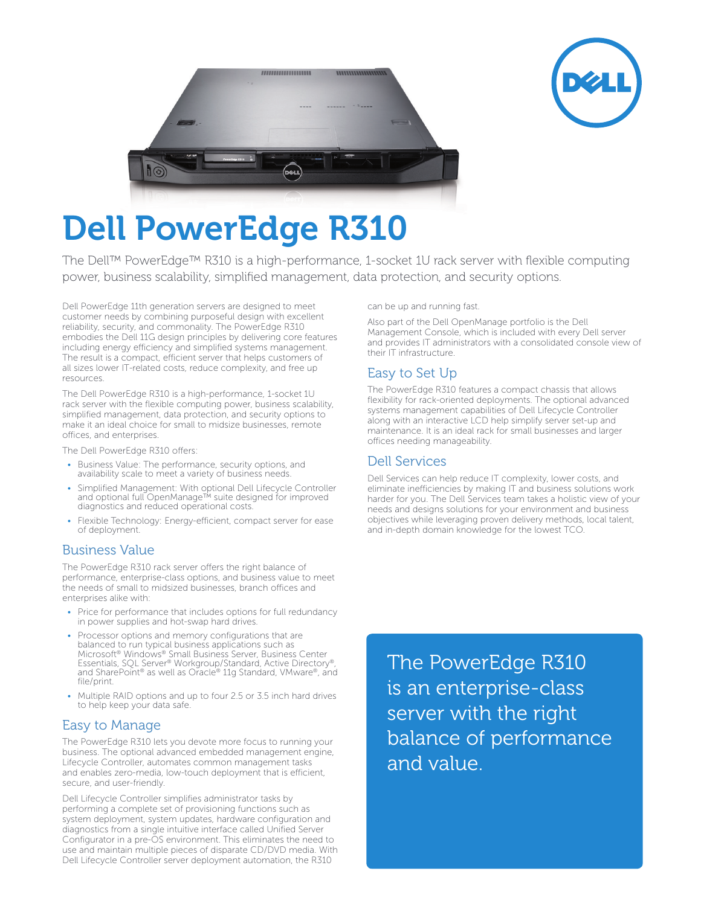# Dell PowerEdge R310

The Dell™ PowerEdge™ R310 is a high-performance, 1-socket 1U rack server with flexible computing power, business scalability, simplified management, data protection, and security options.

Dell PowerEdge 11th generation servers are designed to meet customer needs by combining purposeful design with excellent reliability, security, and commonality. The PowerEdge R310 embodies the Dell 11G design principles by delivering core features including energy efficiency and simplified systems management. The result is a compact, efficient server that helps customers of all sizes lower IT-related costs, reduce complexity, and free up resources.

The Dell PowerEdge R310 is a high-performance, 1-socket 1U rack server with the flexible computing power, business scalability, simplified management, data protection, and security options to make it an ideal choice for small to midsize businesses, remote offices, and enterprises.

The Dell PowerEdge R310 offers:

- Business Value: The performance, security options, and availability scale to meet a variety of business needs.
- Simplified Management: With optional Dell Lifecycle Controller and optional full OpenManage™ suite designed for improved diagnostics and reduced operational costs.
- Flexible Technology: Energy-efficient, compact server for ease of deployment.

## Business Value

The PowerEdge R310 rack server offers the right balance of performance, enterprise-class options, and business value to meet the needs of small to midsized businesses, branch offices and enterprises alike with:

- Price for performance that includes options for full redundancy in power supplies and hot-swap hard drives.
- Processor options and memory configurations that are balanced to run typical business applications such as Microsoft® Windows® Small Business Server, Business Center Essentials, SQL Server® Workgroup/Standard, Active Directory®, and SharePoint® as well as Oracle® 11g Standard, VMware®, and file/print.
- Multiple RAID options and up to four 2.5 or 3.5 inch hard drives to help keep your data safe.

## Easy to Manage

The PowerEdge R310 lets you devote more focus to running your business. The optional advanced embedded management engine, Lifecycle Controller, automates common management tasks and enables zero-media, low-touch deployment that is efficient, secure, and user-friendly.

Dell Lifecycle Controller simplifies administrator tasks by performing a complete set of provisioning functions such as system deployment, system updates, hardware configuration and diagnostics from a single intuitive interface called Unified Server Configurator in a pre-OS environment. This eliminates the need to use and maintain multiple pieces of disparate CD/DVD media. With Dell Lifecycle Controller server deployment automation, the R310 can be up and running fast.

Also part of the Dell OpenManage portfolio is the Dell Management Console, which is included with every Dell server and provides IT administrators with a consolidated console view of their IT infrastructure.

## Easy to Set Up

The PowerEdge R310 features a compact chassis that allows flexibility for rack-oriented deployments. The optional advanced systems management capabilities of Dell Lifecycle Controller along with an interactive LCD help simplify server set-up and maintenance. It is an ideal rack for small businesses and larger offices needing manageability.

## Dell Services

Dell Services can help reduce IT complexity, lower costs, and eliminate inefficiencies by making IT and business solutions work harder for you. The Dell Services team takes a holistic view of your needs and designs solutions for your environment and business objectives while leveraging proven delivery methods, local talent, and in-depth domain knowledge for the lowest TCO.

The PowerEdge R310 is an enterprise-class server with the right balance of performance and value.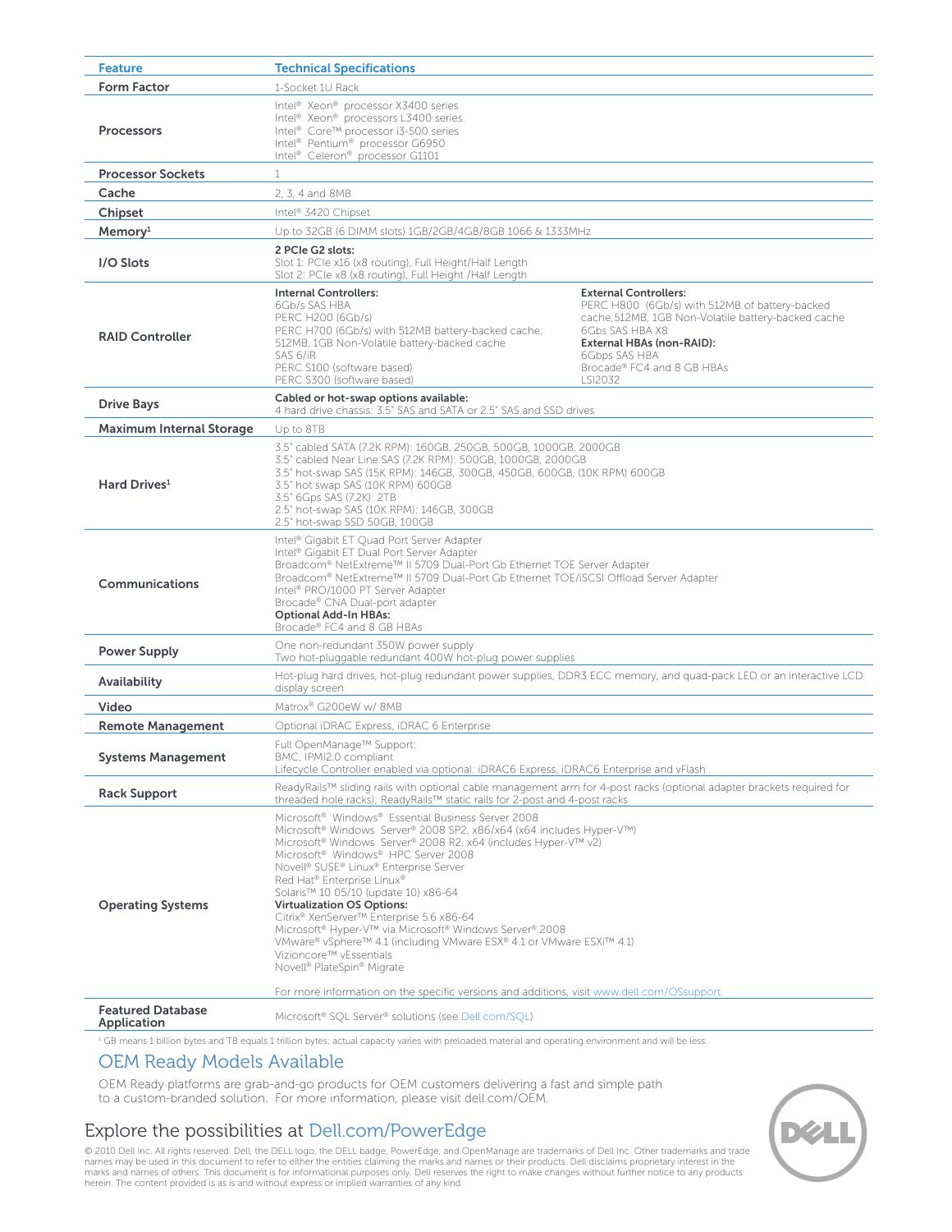| Feature | Technical Specifications |
| --- | --- |
| Form Factor | 1-Socket 1U Rack |
| Processors | Intel® Xeon® processor X3400 series<br>Intel® Xeon® processors L3400 series<br>Intel® Core™ processor i3-500 series<br>Intel® Pentium® processor G6950<br>Intel® Celeron® processor G1101 |
| Processor Sockets | 1 |
| Cache | 2, 3, 4 and 8MB |
| Chipset | Intel® 3420 Chipset |
| Memory[1] | Up to 32GB (6 DIMM slots) 1GB/2GB/4GB/8GB 1066 & 1333MHz |
| I/O Slots | **2 PCIe G2 slots:**<br>Slot 1: PCIe x16 (x8 routing), Full Height/Half Length<br>Slot 2: PCIe x8 (x8 routing), Full Height /Half Length |
| RAID Controller | **Internal Controllers:**<br>6Gb/s SAS HBA<br>PERC H200 (6Gb/s)<br>PERC H700 (6Gb/s) with 512MB battery-backed cache; 512MB, 1GB Non-Volatile battery-backed cache<br>SAS 6/iR<br>PERC S100 (software based)<br>PERC S300 (software based)<br>**External Controllers:**<br>PERC H800 (6Gb/s) with 512MB of battery-backed cache;512MB, 1GB Non-Volatile battery-backed cache<br>6Gbs SAS HBA X8<br>**External HBAs (non-RAID):**<br>6Gbps SAS HBA<br>Brocade® FC4 and 8 GB HBAs<br>LSI2032 |
| Drive Bays | **Cabled or hot-swap options available:**<br>4 hard drive chassis: 3.5" SAS and SATA or 2.5" SAS and SSD drives |
| Maximum Internal Storage | Up to 8TB |
| Hard Drives[1] | 3.5" cabled SATA (7.2K RPM): 160GB, 250GB, 500GB, 1000GB, 2000GB<br>3.5" cabled Near Line SAS (7.2K RPM): 500GB, 1000GB, 2000GB<br>3.5" hot-swap SAS (15K RPM): 146GB, 300GB, 450GB, 600GB, (10K RPM) 600GB<br>3.5" hot swap SAS (10K RPM) 600GB<br>3.5" 6Gps SAS (7.2K): 2TB<br>2.5" hot-swap SAS (10K RPM): 146GB, 300GB<br>2.5" hot-swap SSD 50GB, 100GB |
| Communications | Intel® Gigabit ET Quad Port Server Adapter<br>Intel® Gigabit ET Dual Port Server Adapter<br>Broadcom® NetExtreme™ II 5709 Dual-Port Gb Ethernet TOE Server Adapter<br>Broadcom® NetExtreme™ II 5709 Dual-Port Gb Ethernet TOE/iSCSI Offload Server Adapter<br>Intel® PRO/1000 PT Server Adapter<br>Brocade® CNA Dual-port adapter<br>**Optional Add-In HBAs:**<br>Brocade® FC4 and 8 GB HBAs |
| Power Supply | One non-redundant 350W power supply<br>Two hot-pluggable redundant 400W hot-plug power supplies |
| Availability | Hot-plug hard drives, hot-plug redundant power supplies, DDR3 ECC memory, and quad-pack LED or an interactive LCD display screen |
| Video | Matrox® G200eW w/ 8MB |
| Remote Management | Optional iDRAC Express, iDRAC 6 Enterprise |
| Systems Management | Full OpenManage™ Support:<br>BMC, IPMI2.0 compliant<br>Lifecycle Controller enabled via optional: iDRAC6 Express, iDRAC6 Enterprise and vFlash |
| Rack Support | ReadyRails™ sliding rails with optional cable management arm for 4-post racks (optional adapter brackets required for threaded hole racks); ReadyRails™ static rails for 2-post and 4-post racks |
| Operating Systems | Microsoft® Windows® Essential Business Server 2008<br>Microsoft® Windows Server® 2008 SP2, x86/x64 (x64 includes Hyper-V™)<br>Microsoft® Windows Server® 2008 R2, x64 (includes Hyper-V™ v2)<br>Microsoft® Windows® HPC Server 2008<br>Novell® SUSE® Linux® Enterprise Server<br>Red Hat® Enterprise Linux®<br>Solaris™ 10 05/10 (update 10) x86-64<br>**Virtualization OS Options:**<br>Citrix® XenServer™ Enterprise 5.6 x86-64<br>Microsoft® Hyper-V™ via Microsoft® Windows Server® 2008<br>VMware® vSphere™ 4.1 (including VMware ESX® 4.1 or VMware ESXi™ 4.1)<br>Vizioncore™ vEssentials<br>Novell® PlateSpin® Migrate<br><br>For more information on the specific versions and additions, visit www.dell.com/OSsupport. |
| Featured Database Application | Microsoft® SQL Server® solutions (see Dell.com/SQL) |

[1] GB means 1 billion bytes and TB equals 1 trillion bytes; actual capacity varies with preloaded material and operating environment and will be less.

## OEM Ready Models Available

OEM Ready platforms are grab-and-go products for OEM customers delivering a fast and simple path to a custom-branded solution. For more information, please visit dell.com/OEM.

## Explore the possibilities at Dell.com/PowerEdge

© 2010 Dell Inc. All rights reserved. Dell, the DELL logo, the DELL badge, PowerEdge, and OpenManage are trademarks of Dell Inc. Other trademarks and trade names may be used in this document to refer to either the entities claiming the marks and names or their products. Dell disclaims proprietary interest in the marks and names of others. This document is for informational purposes only. Dell reserves the right to make changes without further notice to any products herein. The content provided is as is and without express or implied warranties of any kind.